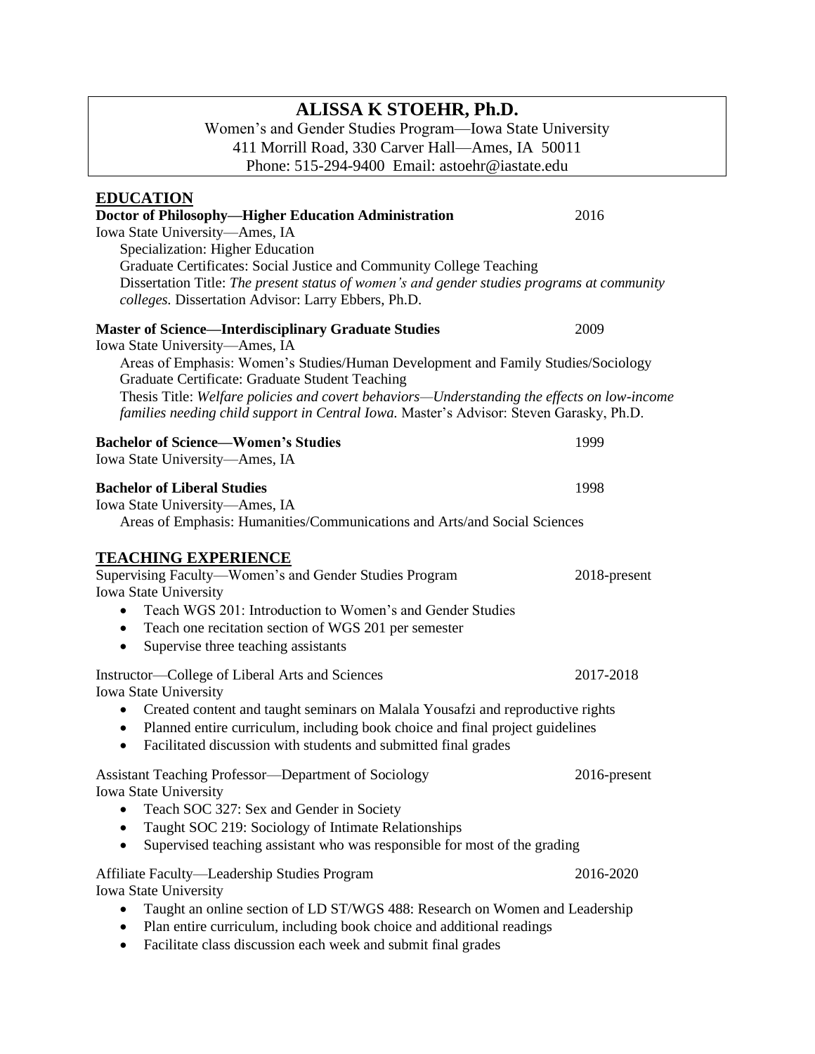# ALISSA K STOEHR, Ph.D.

Women's and Gender Studies Program—Iowa State University
411 Morrill Road, 330 Carver Hall—Ames, IA 50011
Phone: 515-294-9400 Email: astoehr@iastate.edu

## EDUCATION

**Doctor of Philosophy—Higher Education Administration** 2016
Iowa State University—Ames, IA
Specialization: Higher Education
Graduate Certificates: Social Justice and Community College Teaching
Dissertation Title: *The present status of women's and gender studies programs at community colleges.* Dissertation Advisor: Larry Ebbers, Ph.D.

**Master of Science—Interdisciplinary Graduate Studies** 2009
Iowa State University—Ames, IA
Areas of Emphasis: Women's Studies/Human Development and Family Studies/Sociology
Graduate Certificate: Graduate Student Teaching
Thesis Title: *Welfare policies and covert behaviors—Understanding the effects on low-income families needing child support in Central Iowa.* Master's Advisor: Steven Garasky, Ph.D.

**Bachelor of Science—Women's Studies** 1999
Iowa State University—Ames, IA

**Bachelor of Liberal Studies** 1998
Iowa State University—Ames, IA
Areas of Emphasis: Humanities/Communications and Arts/and Social Sciences

## TEACHING EXPERIENCE

Supervising Faculty—Women's and Gender Studies Program 2018-present
Iowa State University

- Teach WGS 201: Introduction to Women's and Gender Studies
- Teach one recitation section of WGS 201 per semester
- Supervise three teaching assistants

Instructor—College of Liberal Arts and Sciences 2017-2018
Iowa State University

- Created content and taught seminars on Malala Yousafzi and reproductive rights
- Planned entire curriculum, including book choice and final project guidelines
- Facilitated discussion with students and submitted final grades

Assistant Teaching Professor—Department of Sociology 2016-present
Iowa State University

- Teach SOC 327: Sex and Gender in Society
- Taught SOC 219: Sociology of Intimate Relationships
- Supervised teaching assistant who was responsible for most of the grading

Affiliate Faculty—Leadership Studies Program 2016-2020
Iowa State University

- Taught an online section of LD ST/WGS 488: Research on Women and Leadership
- Plan entire curriculum, including book choice and additional readings
- Facilitate class discussion each week and submit final grades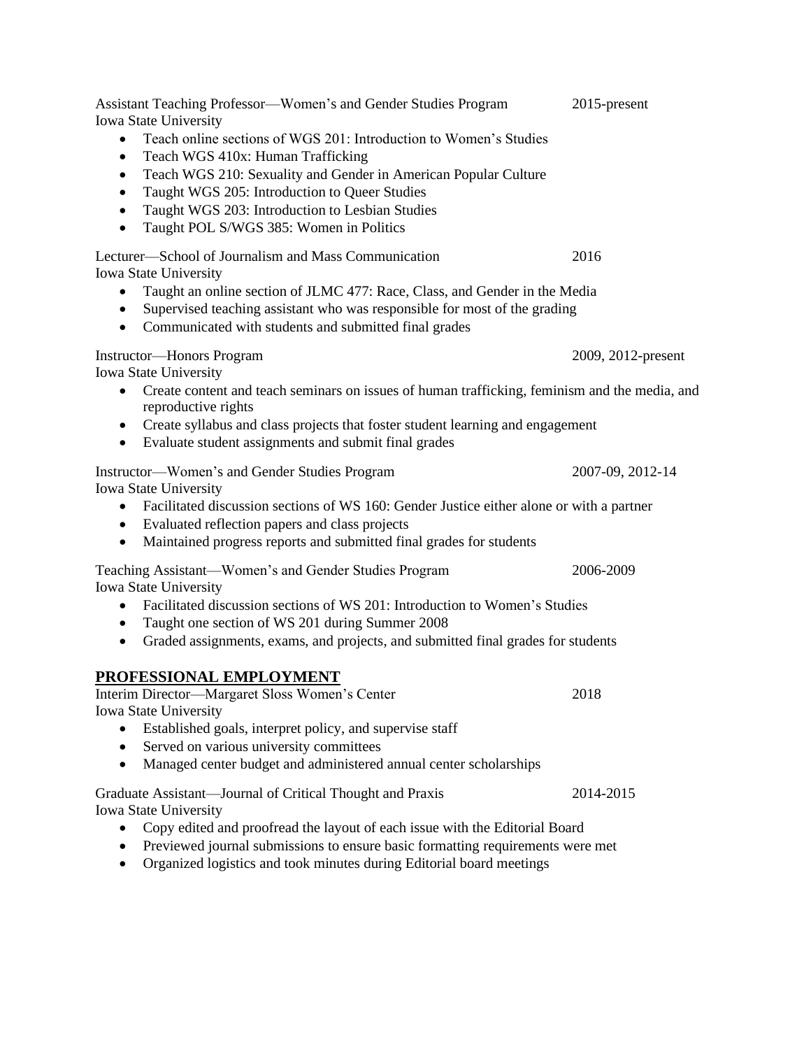Assistant Teaching Professor—Women's and Gender Studies Program 2015-present
Iowa State University

- Teach online sections of WGS 201: Introduction to Women's Studies
- Teach WGS 410x: Human Trafficking
- Teach WGS 210: Sexuality and Gender in American Popular Culture
- Taught WGS 205: Introduction to Queer Studies
- Taught WGS 203: Introduction to Lesbian Studies
- Taught POL S/WGS 385: Women in Politics

Lecturer—School of Journalism and Mass Communication 2016
Iowa State University

- Taught an online section of JLMC 477: Race, Class, and Gender in the Media
- Supervised teaching assistant who was responsible for most of the grading
- Communicated with students and submitted final grades

Instructor—Honors Program 2009, 2012-present
Iowa State University

- Create content and teach seminars on issues of human trafficking, feminism and the media, and reproductive rights
- Create syllabus and class projects that foster student learning and engagement
- Evaluate student assignments and submit final grades

Instructor—Women's and Gender Studies Program 2007-09, 2012-14
Iowa State University

- Facilitated discussion sections of WS 160: Gender Justice either alone or with a partner
- Evaluated reflection papers and class projects
- Maintained progress reports and submitted final grades for students

Teaching Assistant—Women's and Gender Studies Program 2006-2009
Iowa State University

- Facilitated discussion sections of WS 201: Introduction to Women's Studies
- Taught one section of WS 201 during Summer 2008
- Graded assignments, exams, and projects, and submitted final grades for students

## PROFESSIONAL EMPLOYMENT

Interim Director—Margaret Sloss Women's Center 2018
Iowa State University

- Established goals, interpret policy, and supervise staff
- Served on various university committees
- Managed center budget and administered annual center scholarships

Graduate Assistant—Journal of Critical Thought and Praxis 2014-2015
Iowa State University

- Copy edited and proofread the layout of each issue with the Editorial Board
- Previewed journal submissions to ensure basic formatting requirements were met
- Organized logistics and took minutes during Editorial board meetings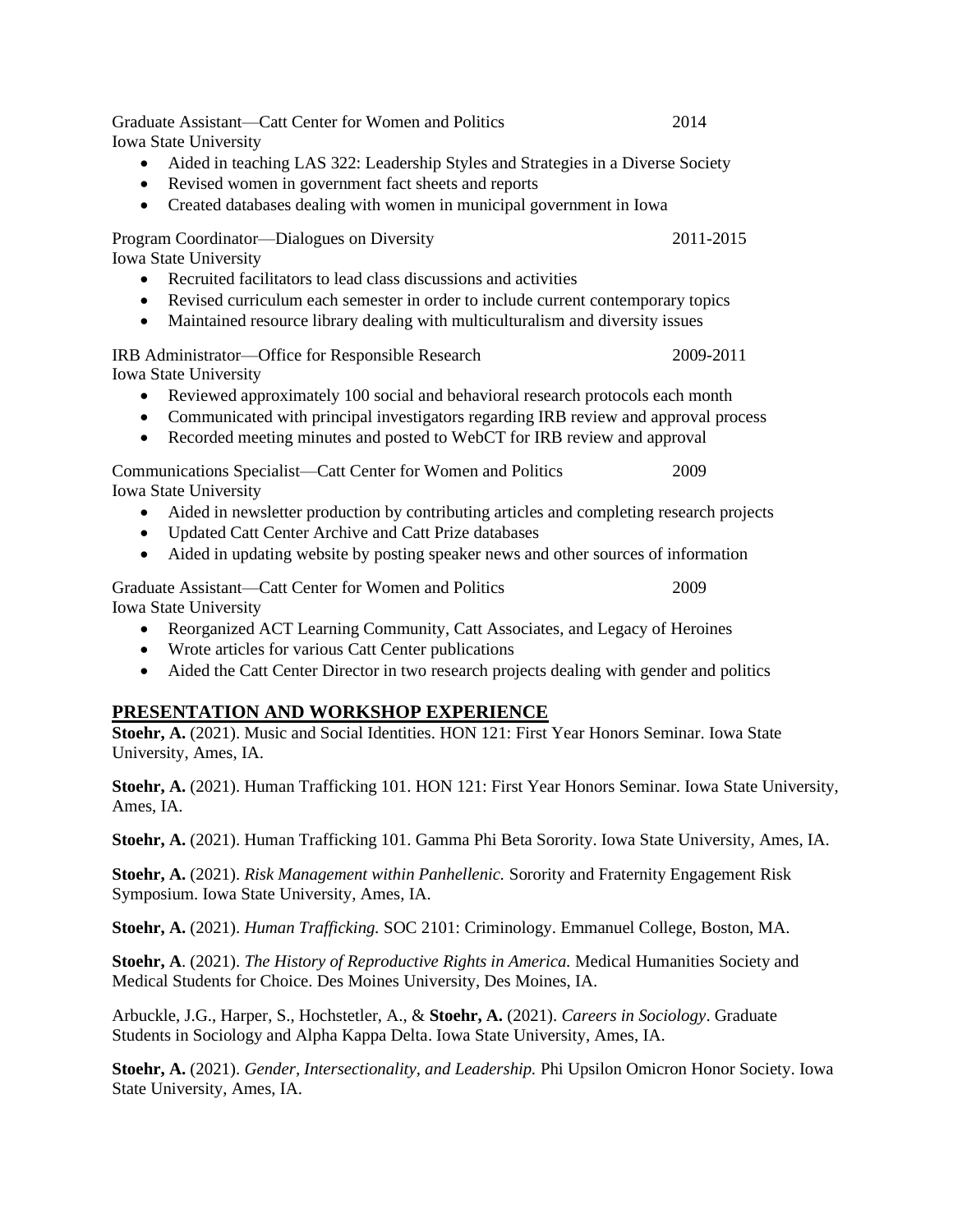Graduate Assistant—Catt Center for Women and Politics 2014
Iowa State University

- Aided in teaching LAS 322: Leadership Styles and Strategies in a Diverse Society
- Revised women in government fact sheets and reports
- Created databases dealing with women in municipal government in Iowa

Program Coordinator—Dialogues on Diversity 2011-2015
Iowa State University

- Recruited facilitators to lead class discussions and activities
- Revised curriculum each semester in order to include current contemporary topics
- Maintained resource library dealing with multiculturalism and diversity issues

IRB Administrator—Office for Responsible Research 2009-2011
Iowa State University

- Reviewed approximately 100 social and behavioral research protocols each month
- Communicated with principal investigators regarding IRB review and approval process
- Recorded meeting minutes and posted to WebCT for IRB review and approval

Communications Specialist—Catt Center for Women and Politics 2009
Iowa State University

- Aided in newsletter production by contributing articles and completing research projects
- Updated Catt Center Archive and Catt Prize databases
- Aided in updating website by posting speaker news and other sources of information

Graduate Assistant—Catt Center for Women and Politics 2009
Iowa State University

- Reorganized ACT Learning Community, Catt Associates, and Legacy of Heroines
- Wrote articles for various Catt Center publications
- Aided the Catt Center Director in two research projects dealing with gender and politics

## PRESENTATION AND WORKSHOP EXPERIENCE

**Stoehr, A.** (2021). Music and Social Identities. HON 121: First Year Honors Seminar. Iowa State University, Ames, IA.

**Stoehr, A.** (2021). Human Trafficking 101. HON 121: First Year Honors Seminar. Iowa State University, Ames, IA.

**Stoehr, A.** (2021). Human Trafficking 101. Gamma Phi Beta Sorority. Iowa State University, Ames, IA.

**Stoehr, A.** (2021). *Risk Management within Panhellenic.* Sorority and Fraternity Engagement Risk Symposium. Iowa State University, Ames, IA.

**Stoehr, A.** (2021). *Human Trafficking.* SOC 2101: Criminology. Emmanuel College, Boston, MA.

**Stoehr, A**. (2021). *The History of Reproductive Rights in America.* Medical Humanities Society and Medical Students for Choice. Des Moines University, Des Moines, IA.

Arbuckle, J.G., Harper, S., Hochstetler, A., & **Stoehr, A.** (2021). *Careers in Sociology*. Graduate Students in Sociology and Alpha Kappa Delta. Iowa State University, Ames, IA.

**Stoehr, A.** (2021). *Gender, Intersectionality, and Leadership.* Phi Upsilon Omicron Honor Society. Iowa State University, Ames, IA.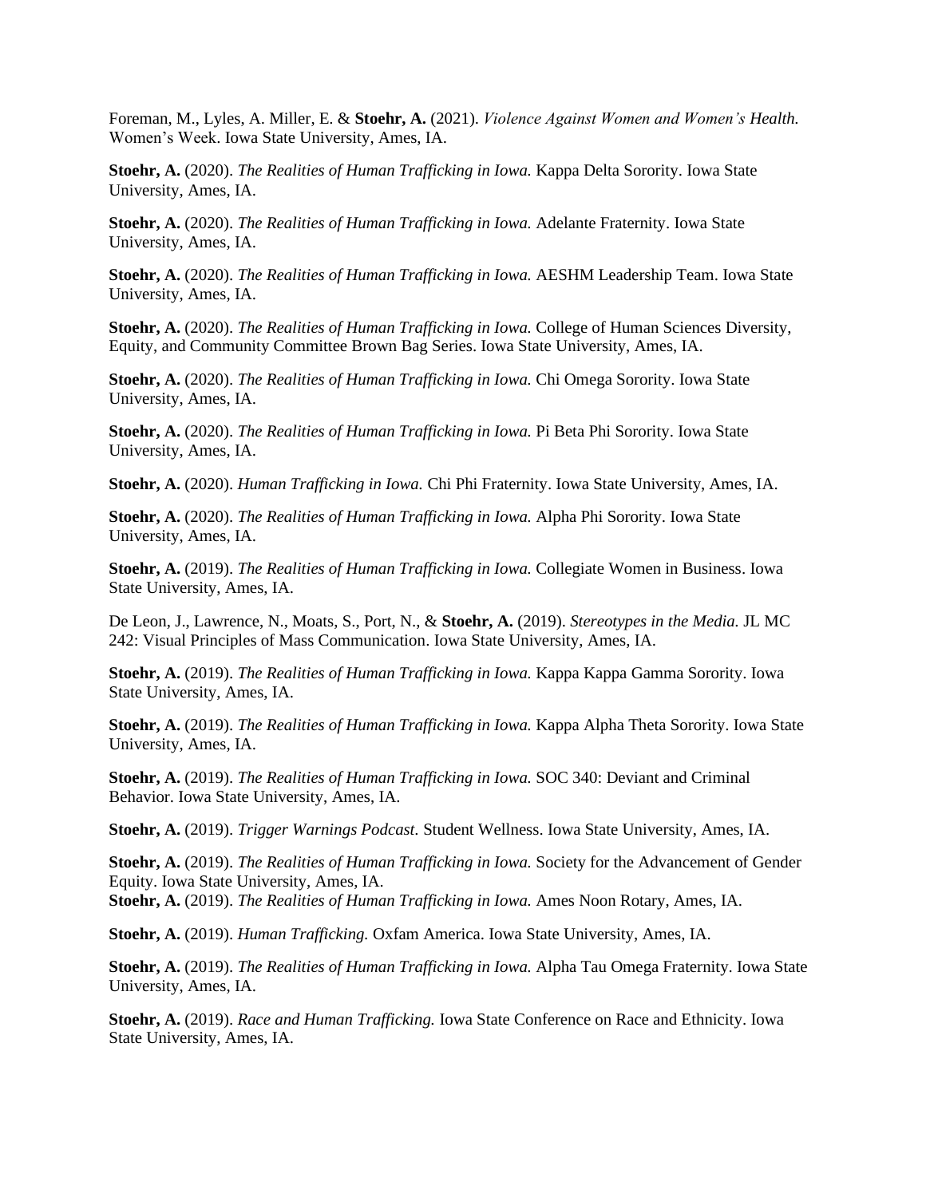Foreman, M., Lyles, A. Miller, E. & **Stoehr, A.** (2021). *Violence Against Women and Women's Health.* Women's Week. Iowa State University, Ames, IA.

**Stoehr, A.** (2020). *The Realities of Human Trafficking in Iowa.* Kappa Delta Sorority. Iowa State University, Ames, IA.

**Stoehr, A.** (2020). *The Realities of Human Trafficking in Iowa.* Adelante Fraternity. Iowa State University, Ames, IA.

**Stoehr, A.** (2020). *The Realities of Human Trafficking in Iowa.* AESHM Leadership Team. Iowa State University, Ames, IA.

**Stoehr, A.** (2020). *The Realities of Human Trafficking in Iowa.* College of Human Sciences Diversity, Equity, and Community Committee Brown Bag Series. Iowa State University, Ames, IA.

**Stoehr, A.** (2020). *The Realities of Human Trafficking in Iowa.* Chi Omega Sorority. Iowa State University, Ames, IA.

**Stoehr, A.** (2020). *The Realities of Human Trafficking in Iowa.* Pi Beta Phi Sorority. Iowa State University, Ames, IA.

**Stoehr, A.** (2020). *Human Trafficking in Iowa.* Chi Phi Fraternity. Iowa State University, Ames, IA.

**Stoehr, A.** (2020). *The Realities of Human Trafficking in Iowa.* Alpha Phi Sorority. Iowa State University, Ames, IA.

**Stoehr, A.** (2019). *The Realities of Human Trafficking in Iowa.* Collegiate Women in Business. Iowa State University, Ames, IA.

De Leon, J., Lawrence, N., Moats, S., Port, N., & **Stoehr, A.** (2019). *Stereotypes in the Media.* JL MC 242: Visual Principles of Mass Communication. Iowa State University, Ames, IA.

**Stoehr, A.** (2019). *The Realities of Human Trafficking in Iowa.* Kappa Kappa Gamma Sorority. Iowa State University, Ames, IA.

**Stoehr, A.** (2019). *The Realities of Human Trafficking in Iowa.* Kappa Alpha Theta Sorority. Iowa State University, Ames, IA.

**Stoehr, A.** (2019). *The Realities of Human Trafficking in Iowa.* SOC 340: Deviant and Criminal Behavior. Iowa State University, Ames, IA.

**Stoehr, A.** (2019). *Trigger Warnings Podcast.* Student Wellness. Iowa State University, Ames, IA.

**Stoehr, A.** (2019). *The Realities of Human Trafficking in Iowa.* Society for the Advancement of Gender Equity. Iowa State University, Ames, IA.

**Stoehr, A.** (2019). *The Realities of Human Trafficking in Iowa.* Ames Noon Rotary, Ames, IA.

**Stoehr, A.** (2019). *Human Trafficking.* Oxfam America. Iowa State University, Ames, IA.

**Stoehr, A.** (2019). *The Realities of Human Trafficking in Iowa.* Alpha Tau Omega Fraternity. Iowa State University, Ames, IA.

**Stoehr, A.** (2019). *Race and Human Trafficking.* Iowa State Conference on Race and Ethnicity. Iowa State University, Ames, IA.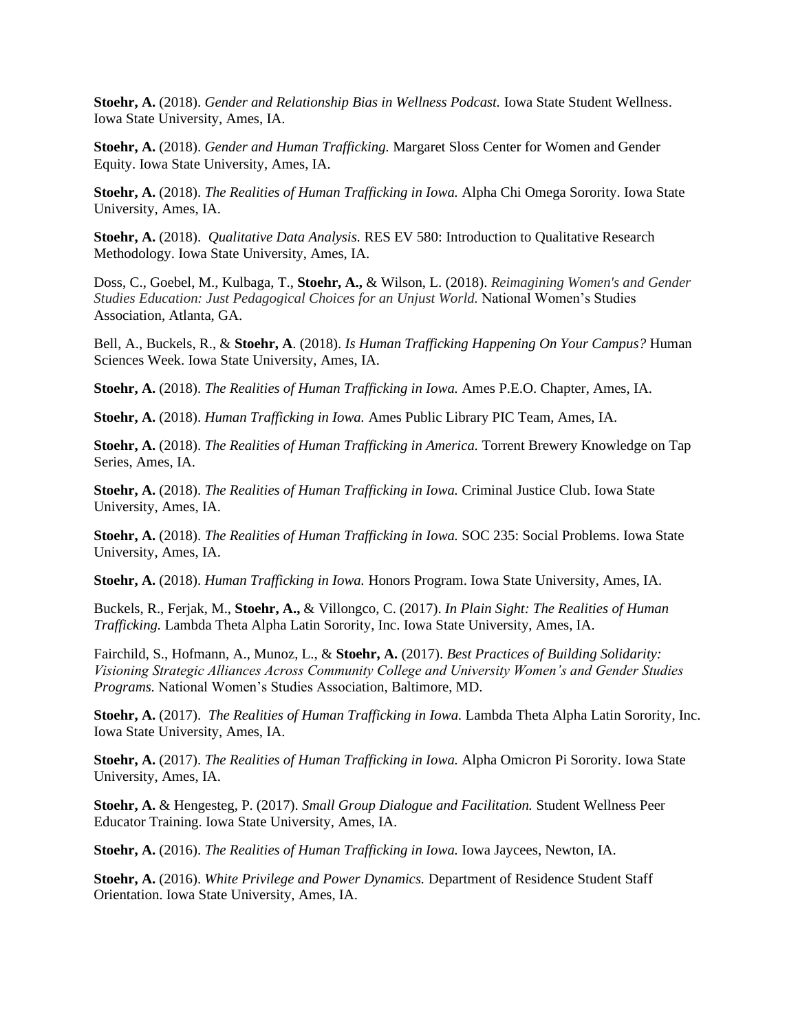**Stoehr, A.** (2018). *Gender and Relationship Bias in Wellness Podcast.* Iowa State Student Wellness. Iowa State University, Ames, IA.

**Stoehr, A.** (2018). *Gender and Human Trafficking.* Margaret Sloss Center for Women and Gender Equity. Iowa State University, Ames, IA.

**Stoehr, A.** (2018). *The Realities of Human Trafficking in Iowa.* Alpha Chi Omega Sorority. Iowa State University, Ames, IA.

**Stoehr, A.** (2018). *Qualitative Data Analysis.* RES EV 580: Introduction to Qualitative Research Methodology. Iowa State University, Ames, IA.

Doss, C., Goebel, M., Kulbaga, T., **Stoehr, A.,** & Wilson, L. (2018). *Reimagining Women's and Gender Studies Education: Just Pedagogical Choices for an Unjust World.* National Women's Studies Association, Atlanta, GA.

Bell, A., Buckels, R., & **Stoehr, A**. (2018). *Is Human Trafficking Happening On Your Campus?* Human Sciences Week. Iowa State University, Ames, IA.

**Stoehr, A.** (2018). *The Realities of Human Trafficking in Iowa.* Ames P.E.O. Chapter, Ames, IA.

**Stoehr, A.** (2018). *Human Trafficking in Iowa.* Ames Public Library PIC Team, Ames, IA.

**Stoehr, A.** (2018). *The Realities of Human Trafficking in America.* Torrent Brewery Knowledge on Tap Series, Ames, IA.

**Stoehr, A.** (2018). *The Realities of Human Trafficking in Iowa.* Criminal Justice Club. Iowa State University, Ames, IA.

**Stoehr, A.** (2018). *The Realities of Human Trafficking in Iowa.* SOC 235: Social Problems. Iowa State University, Ames, IA.

**Stoehr, A.** (2018). *Human Trafficking in Iowa.* Honors Program. Iowa State University, Ames, IA.

Buckels, R., Ferjak, M., **Stoehr, A.,** & Villongco, C. (2017). *In Plain Sight: The Realities of Human Trafficking.* Lambda Theta Alpha Latin Sorority, Inc. Iowa State University, Ames, IA.

Fairchild, S., Hofmann, A., Munoz, L., & **Stoehr, A.** (2017). *Best Practices of Building Solidarity: Visioning Strategic Alliances Across Community College and University Women's and Gender Studies Programs.* National Women's Studies Association, Baltimore, MD.

**Stoehr, A.** (2017). *The Realities of Human Trafficking in Iowa.* Lambda Theta Alpha Latin Sorority, Inc. Iowa State University, Ames, IA.

**Stoehr, A.** (2017). *The Realities of Human Trafficking in Iowa.* Alpha Omicron Pi Sorority. Iowa State University, Ames, IA.

**Stoehr, A.** & Hengesteg, P. (2017). *Small Group Dialogue and Facilitation.* Student Wellness Peer Educator Training. Iowa State University, Ames, IA.

**Stoehr, A.** (2016). *The Realities of Human Trafficking in Iowa.* Iowa Jaycees, Newton, IA.

**Stoehr, A.** (2016). *White Privilege and Power Dynamics.* Department of Residence Student Staff Orientation. Iowa State University, Ames, IA.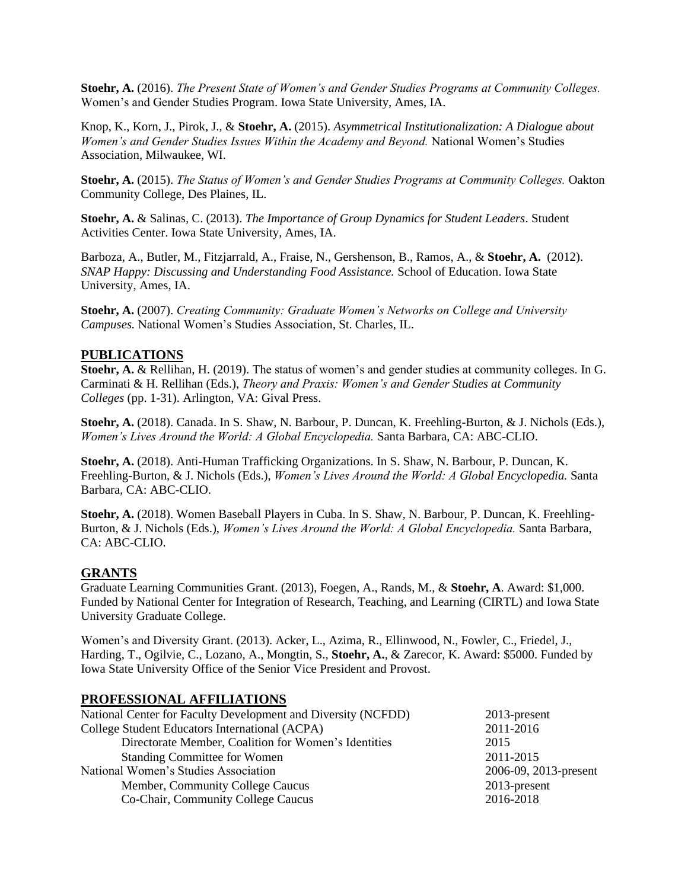**Stoehr, A.** (2016). *The Present State of Women's and Gender Studies Programs at Community Colleges.* Women's and Gender Studies Program. Iowa State University, Ames, IA.

Knop, K., Korn, J., Pirok, J., & **Stoehr, A.** (2015). *Asymmetrical Institutionalization: A Dialogue about Women's and Gender Studies Issues Within the Academy and Beyond.* National Women's Studies Association, Milwaukee, WI.

**Stoehr, A.** (2015). *The Status of Women's and Gender Studies Programs at Community Colleges.* Oakton Community College, Des Plaines, IL.

**Stoehr, A.** & Salinas, C. (2013). *The Importance of Group Dynamics for Student Leaders*. Student Activities Center. Iowa State University, Ames, IA.

Barboza, A., Butler, M., Fitzjarrald, A., Fraise, N., Gershenson, B., Ramos, A., & **Stoehr, A.** (2012). *SNAP Happy: Discussing and Understanding Food Assistance.* School of Education. Iowa State University, Ames, IA.

**Stoehr, A.** (2007). *Creating Community: Graduate Women's Networks on College and University Campuses.* National Women's Studies Association, St. Charles, IL.

## PUBLICATIONS

**Stoehr, A.** & Rellihan, H. (2019). The status of women's and gender studies at community colleges. In G. Carminati & H. Rellihan (Eds.), *Theory and Praxis: Women's and Gender Studies at Community Colleges* (pp. 1-31). Arlington, VA: Gival Press.

**Stoehr, A.** (2018). Canada. In S. Shaw, N. Barbour, P. Duncan, K. Freehling-Burton, & J. Nichols (Eds.), *Women's Lives Around the World: A Global Encyclopedia.* Santa Barbara, CA: ABC-CLIO.

**Stoehr, A.** (2018). Anti-Human Trafficking Organizations. In S. Shaw, N. Barbour, P. Duncan, K. Freehling-Burton, & J. Nichols (Eds.), *Women's Lives Around the World: A Global Encyclopedia.* Santa Barbara, CA: ABC-CLIO.

**Stoehr, A.** (2018). Women Baseball Players in Cuba. In S. Shaw, N. Barbour, P. Duncan, K. Freehling-Burton, & J. Nichols (Eds.), *Women's Lives Around the World: A Global Encyclopedia.* Santa Barbara, CA: ABC-CLIO.

## GRANTS

Graduate Learning Communities Grant. (2013), Foegen, A., Rands, M., & **Stoehr, A**. Award: $1,000. Funded by National Center for Integration of Research, Teaching, and Learning (CIRTL) and Iowa State University Graduate College.

Women's and Diversity Grant. (2013). Acker, L., Azima, R., Ellinwood, N., Fowler, C., Friedel, J., Harding, T., Ogilvie, C., Lozano, A., Mongtin, S., **Stoehr, A.**, & Zarecor, K. Award: $5000. Funded by Iowa State University Office of the Senior Vice President and Provost.

## PROFESSIONAL AFFILIATIONS

| | |
|---|---|
| National Center for Faculty Development and Diversity (NCFDD) | 2013-present |
| College Student Educators International (ACPA) | 2011-2016 |
| Directorate Member, Coalition for Women's Identities | 2015 |
| Standing Committee for Women | 2011-2015 |
| National Women's Studies Association | 2006-09, 2013-present |
| Member, Community College Caucus | 2013-present |
| Co-Chair, Community College Caucus | 2016-2018 |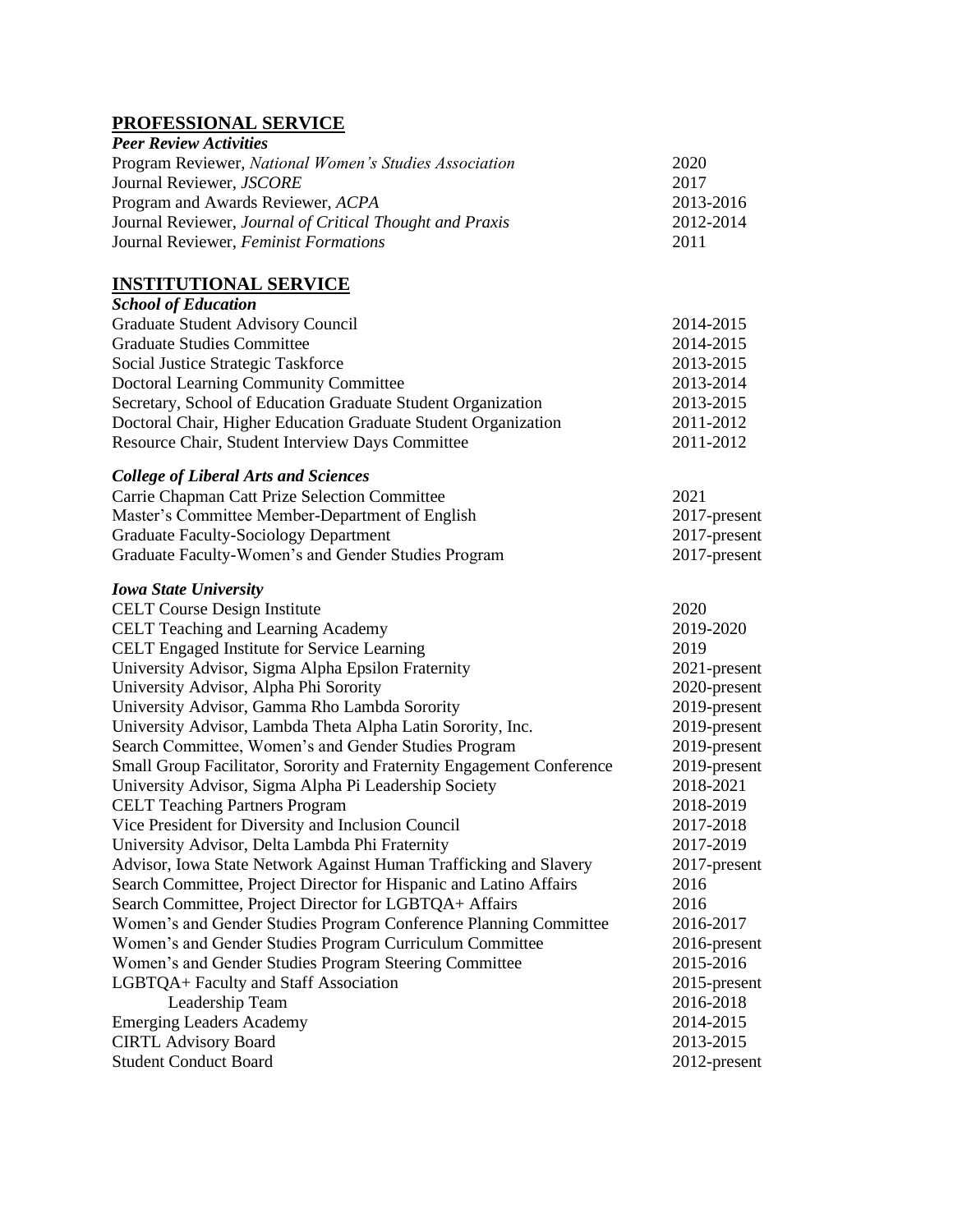## PROFESSIONAL SERVICE

***Peer Review Activities***

| | |
|---|---|
| Program Reviewer, *National Women's Studies Association* | 2020 |
| Journal Reviewer, *JSCORE* | 2017 |
| Program and Awards Reviewer, *ACPA* | 2013-2016 |
| Journal Reviewer, *Journal of Critical Thought and Praxis* | 2012-2014 |
| Journal Reviewer, *Feminist Formations* | 2011 |

## INSTITUTIONAL SERVICE

***School of Education***

| | |
|---|---|
| Graduate Student Advisory Council | 2014-2015 |
| Graduate Studies Committee | 2014-2015 |
| Social Justice Strategic Taskforce | 2013-2015 |
| Doctoral Learning Community Committee | 2013-2014 |
| Secretary, School of Education Graduate Student Organization | 2013-2015 |
| Doctoral Chair, Higher Education Graduate Student Organization | 2011-2012 |
| Resource Chair, Student Interview Days Committee | 2011-2012 |

***College of Liberal Arts and Sciences***

| | |
|---|---|
| Carrie Chapman Catt Prize Selection Committee | 2021 |
| Master's Committee Member-Department of English | 2017-present |
| Graduate Faculty-Sociology Department | 2017-present |
| Graduate Faculty-Women's and Gender Studies Program | 2017-present |

***Iowa State University***

| | |
|---|---|
| CELT Course Design Institute | 2020 |
| CELT Teaching and Learning Academy | 2019-2020 |
| CELT Engaged Institute for Service Learning | 2019 |
| University Advisor, Sigma Alpha Epsilon Fraternity | 2021-present |
| University Advisor, Alpha Phi Sorority | 2020-present |
| University Advisor, Gamma Rho Lambda Sorority | 2019-present |
| University Advisor, Lambda Theta Alpha Latin Sorority, Inc. | 2019-present |
| Search Committee, Women's and Gender Studies Program | 2019-present |
| Small Group Facilitator, Sorority and Fraternity Engagement Conference | 2019-present |
| University Advisor, Sigma Alpha Pi Leadership Society | 2018-2021 |
| CELT Teaching Partners Program | 2018-2019 |
| Vice President for Diversity and Inclusion Council | 2017-2018 |
| University Advisor, Delta Lambda Phi Fraternity | 2017-2019 |
| Advisor, Iowa State Network Against Human Trafficking and Slavery | 2017-present |
| Search Committee, Project Director for Hispanic and Latino Affairs | 2016 |
| Search Committee, Project Director for LGBTQA+ Affairs | 2016 |
| Women's and Gender Studies Program Conference Planning Committee | 2016-2017 |
| Women's and Gender Studies Program Curriculum Committee | 2016-present |
| Women's and Gender Studies Program Steering Committee | 2015-2016 |
| LGBTQA+ Faculty and Staff Association | 2015-present |
| Leadership Team | 2016-2018 |
| Emerging Leaders Academy | 2014-2015 |
| CIRTL Advisory Board | 2013-2015 |
| Student Conduct Board | 2012-present |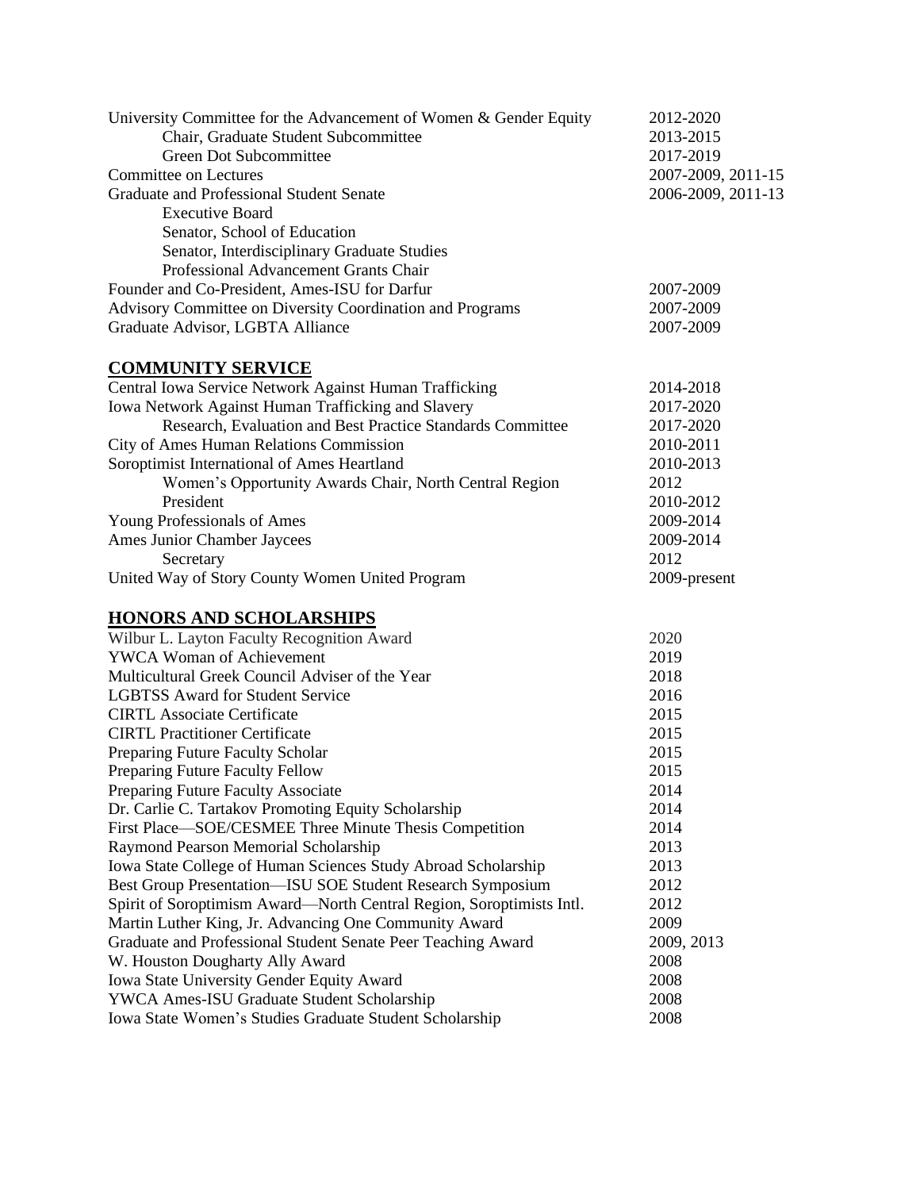| | |
|---|---|
| University Committee for the Advancement of Women & Gender Equity | 2012-2020 |
| Chair, Graduate Student Subcommittee | 2013-2015 |
| Green Dot Subcommittee | 2017-2019 |
| Committee on Lectures | 2007-2009, 2011-15 |
| Graduate and Professional Student Senate | 2006-2009, 2011-13 |
| Executive Board | |
| Senator, School of Education | |
| Senator, Interdisciplinary Graduate Studies | |
| Professional Advancement Grants Chair | |
| Founder and Co-President, Ames-ISU for Darfur | 2007-2009 |
| Advisory Committee on Diversity Coordination and Programs | 2007-2009 |
| Graduate Advisor, LGBTA Alliance | 2007-2009 |

## COMMUNITY SERVICE

| | |
|---|---|
| Central Iowa Service Network Against Human Trafficking | 2014-2018 |
| Iowa Network Against Human Trafficking and Slavery | 2017-2020 |
| Research, Evaluation and Best Practice Standards Committee | 2017-2020 |
| City of Ames Human Relations Commission | 2010-2011 |
| Soroptimist International of Ames Heartland | 2010-2013 |
| Women's Opportunity Awards Chair, North Central Region | 2012 |
| President | 2010-2012 |
| Young Professionals of Ames | 2009-2014 |
| Ames Junior Chamber Jaycees | 2009-2014 |
| Secretary | 2012 |
| United Way of Story County Women United Program | 2009-present |

## HONORS AND SCHOLARSHIPS

| | |
|---|---|
| Wilbur L. Layton Faculty Recognition Award | 2020 |
| YWCA Woman of Achievement | 2019 |
| Multicultural Greek Council Adviser of the Year | 2018 |
| LGBTSS Award for Student Service | 2016 |
| CIRTL Associate Certificate | 2015 |
| CIRTL Practitioner Certificate | 2015 |
| Preparing Future Faculty Scholar | 2015 |
| Preparing Future Faculty Fellow | 2015 |
| Preparing Future Faculty Associate | 2014 |
| Dr. Carlie C. Tartakov Promoting Equity Scholarship | 2014 |
| First Place—SOE/CESMEE Three Minute Thesis Competition | 2014 |
| Raymond Pearson Memorial Scholarship | 2013 |
| Iowa State College of Human Sciences Study Abroad Scholarship | 2013 |
| Best Group Presentation—ISU SOE Student Research Symposium | 2012 |
| Spirit of Soroptimism Award—North Central Region, Soroptimists Intl. | 2012 |
| Martin Luther King, Jr. Advancing One Community Award | 2009 |
| Graduate and Professional Student Senate Peer Teaching Award | 2009, 2013 |
| W. Houston Dougharty Ally Award | 2008 |
| Iowa State University Gender Equity Award | 2008 |
| YWCA Ames-ISU Graduate Student Scholarship | 2008 |
| Iowa State Women's Studies Graduate Student Scholarship | 2008 |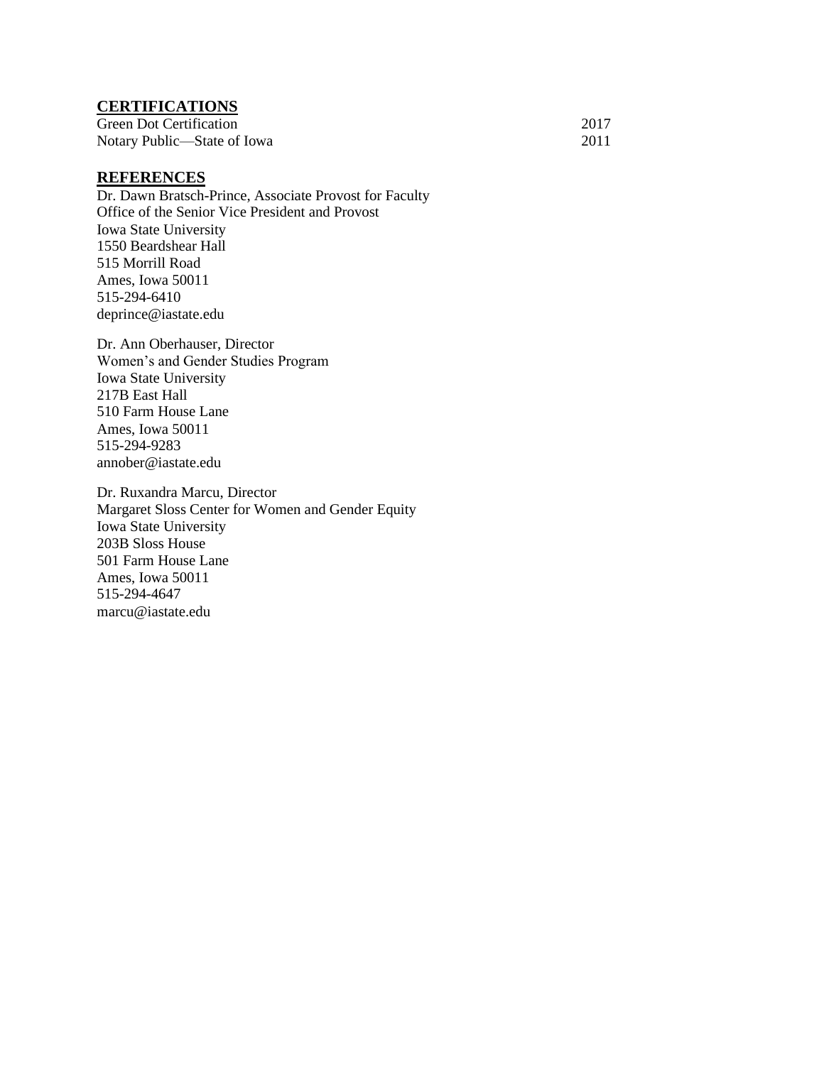## CERTIFICATIONS

Green Dot Certification 2017
Notary Public—State of Iowa 2011

## REFERENCES

Dr. Dawn Bratsch-Prince, Associate Provost for Faculty
Office of the Senior Vice President and Provost
Iowa State University
1550 Beardshear Hall
515 Morrill Road
Ames, Iowa 50011
515-294-6410
deprince@iastate.edu

Dr. Ann Oberhauser, Director
Women's and Gender Studies Program
Iowa State University
217B East Hall
510 Farm House Lane
Ames, Iowa 50011
515-294-9283
annober@iastate.edu

Dr. Ruxandra Marcu, Director
Margaret Sloss Center for Women and Gender Equity
Iowa State University
203B Sloss House
501 Farm House Lane
Ames, Iowa 50011
515-294-4647
marcu@iastate.edu